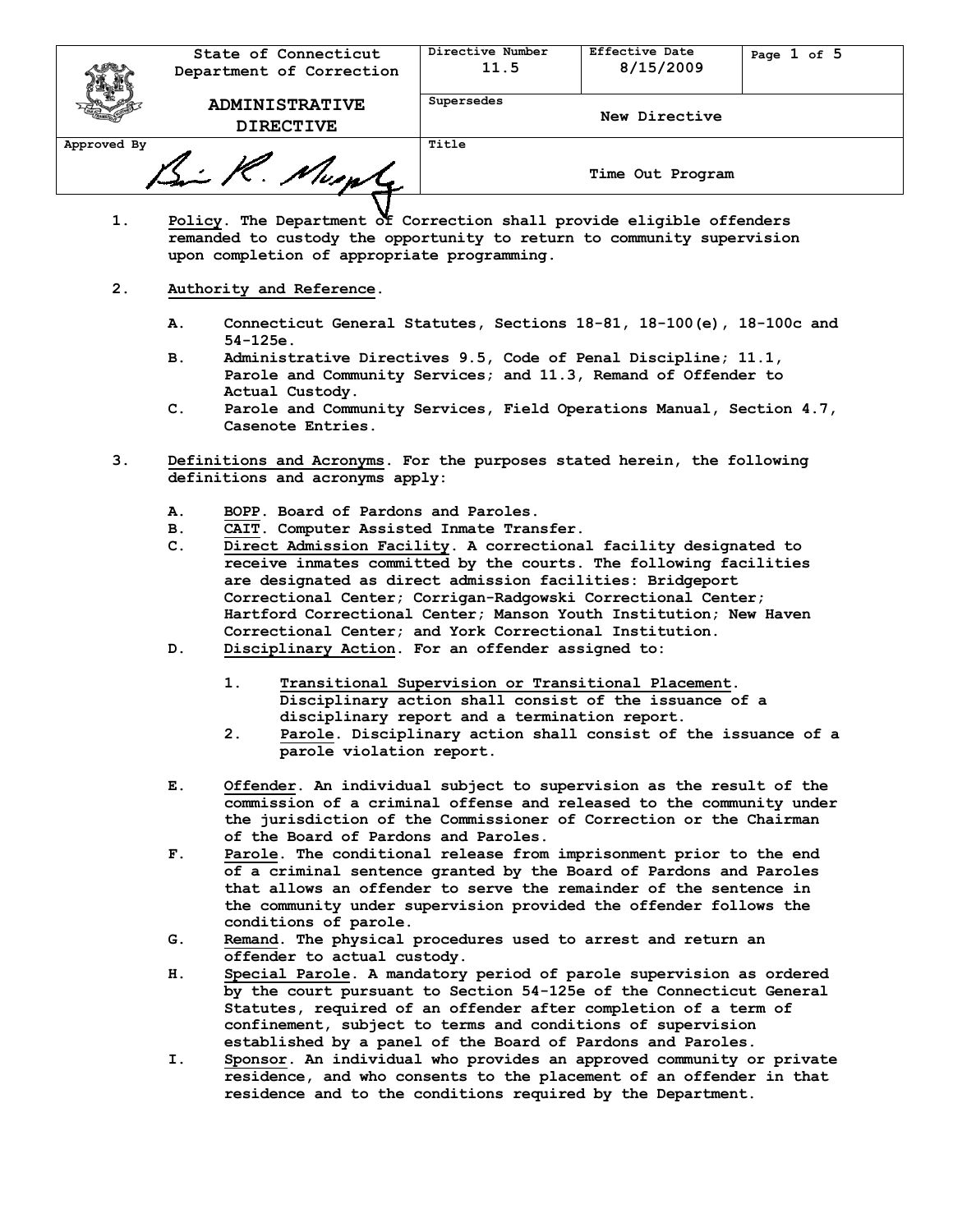| State of Connecticut Department of Correction | Directive Number 11.5 | Effective Date 8/15/2009 | Page 1 of 5 |
|---|---|---|---|
| **ADMINISTRATIVE DIRECTIVE** | Supersedes | New Directive | |
| Approved By | Title | Time Out Program | |

1. Policy. The Department of Correction shall provide eligible offenders remanded to custody the opportunity to return to community supervision upon completion of appropriate programming.

2. Authority and Reference.

   A. Connecticut General Statutes, Sections 18-81, 18-100(e), 18-100c and 54-125e.
   
   B. Administrative Directives 9.5, Code of Penal Discipline; 11.1, Parole and Community Services; and 11.3, Remand of Offender to Actual Custody.
   
   C. Parole and Community Services, Field Operations Manual, Section 4.7, Casenote Entries.

3. Definitions and Acronyms. For the purposes stated herein, the following definitions and acronyms apply:

   A. BOPP. Board of Pardons and Paroles.
   
   B. CAIT. Computer Assisted Inmate Transfer.
   
   C. Direct Admission Facility. A correctional facility designated to receive inmates committed by the courts. The following facilities are designated as direct admission facilities: Bridgeport Correctional Center; Corrigan-Radgowski Correctional Center; Hartford Correctional Center; Manson Youth Institution; New Haven Correctional Center; and York Correctional Institution.
   
   D. Disciplinary Action. For an offender assigned to:
   
      1. Transitional Supervision or Transitional Placement. Disciplinary action shall consist of the issuance of a disciplinary report and a termination report.
      
      2. Parole. Disciplinary action shall consist of the issuance of a parole violation report.
   
   E. Offender. An individual subject to supervision as the result of the commission of a criminal offense and released to the community under the jurisdiction of the Commissioner of Correction or the Chairman of the Board of Pardons and Paroles.
   
   F. Parole. The conditional release from imprisonment prior to the end of a criminal sentence granted by the Board of Pardons and Paroles that allows an offender to serve the remainder of the sentence in the community under supervision provided the offender follows the conditions of parole.
   
   G. Remand. The physical procedures used to arrest and return an offender to actual custody.
   
   H. Special Parole. A mandatory period of parole supervision as ordered by the court pursuant to Section 54-125e of the Connecticut General Statutes, required of an offender after completion of a term of confinement, subject to terms and conditions of supervision established by a panel of the Board of Pardons and Paroles.
   
   I. Sponsor. An individual who provides an approved community or private residence, and who consents to the placement of an offender in that residence and to the conditions required by the Department.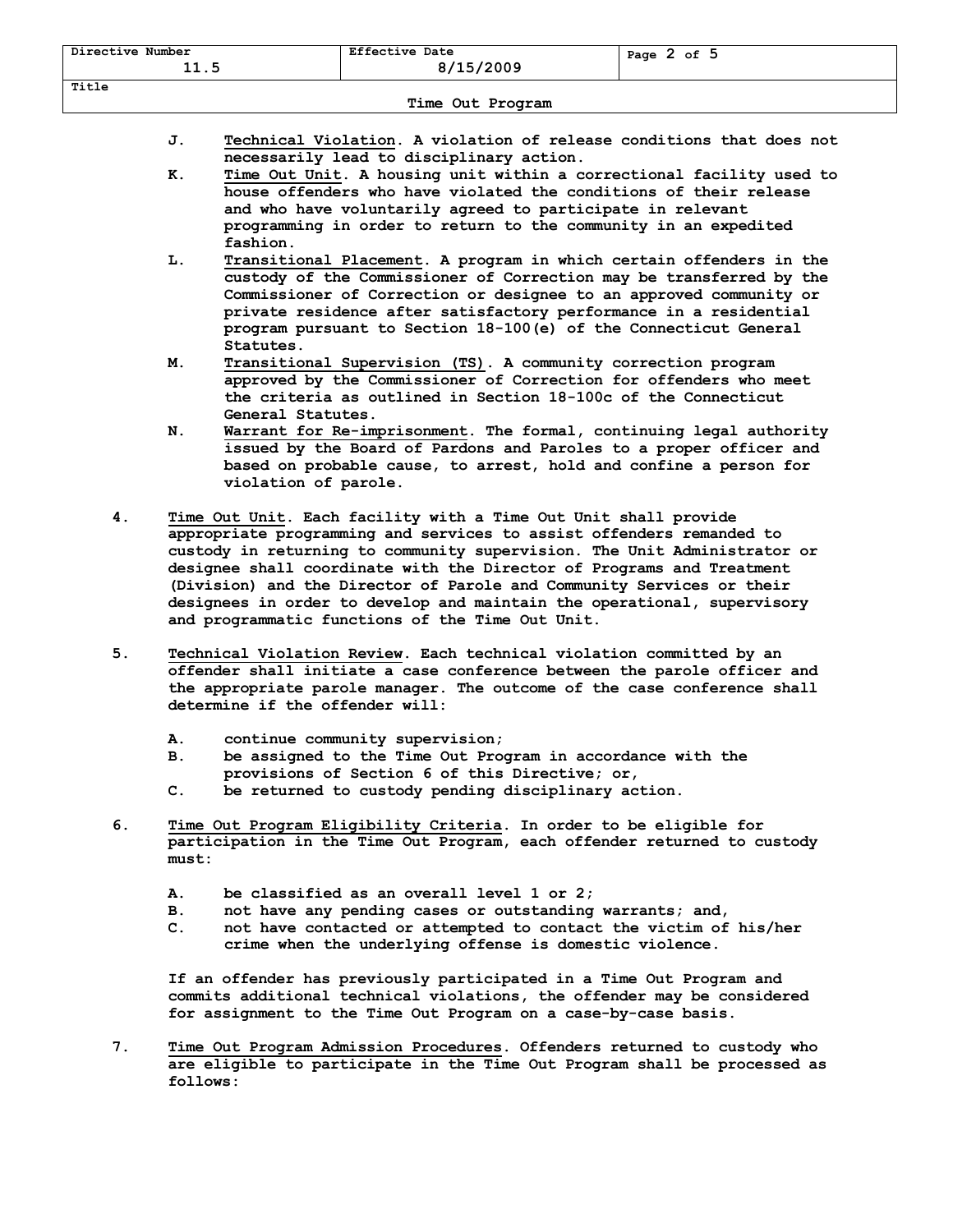J. <u>Technical Violation</u>. A violation of release conditions that does not necessarily lead to disciplinary action.

K. <u>Time Out Unit</u>. A housing unit within a correctional facility used to house offenders who have violated the conditions of their release and who have voluntarily agreed to participate in relevant programming in order to return to the community in an expedited fashion.

L. <u>Transitional Placement</u>. A program in which certain offenders in the custody of the Commissioner of Correction may be transferred by the Commissioner of Correction or designee to an approved community or private residence after satisfactory performance in a residential program pursuant to Section 18-100(e) of the Connecticut General Statutes.

M. <u>Transitional Supervision (TS)</u>. A community correction program approved by the Commissioner of Correction for offenders who meet the criteria as outlined in Section 18-100c of the Connecticut General Statutes.

N. <u>Warrant for Re-imprisonment</u>. The formal, continuing legal authority issued by the Board of Pardons and Paroles to a proper officer and based on probable cause, to arrest, hold and confine a person for violation of parole.

4. <u>Time Out Unit</u>. Each facility with a Time Out Unit shall provide appropriate programming and services to assist offenders remanded to custody in returning to community supervision. The Unit Administrator or designee shall coordinate with the Director of Programs and Treatment (Division) and the Director of Parole and Community Services or their designees in order to develop and maintain the operational, supervisory and programmatic functions of the Time Out Unit.

5. <u>Technical Violation Review</u>. Each technical violation committed by an offender shall initiate a case conference between the parole officer and the appropriate parole manager. The outcome of the case conference shall determine if the offender will:

   A. continue community supervision;

   B. be assigned to the Time Out Program in accordance with the provisions of Section 6 of this Directive; or,

   C. be returned to custody pending disciplinary action.

6. <u>Time Out Program Eligibility Criteria</u>. In order to be eligible for participation in the Time Out Program, each offender returned to custody must:

   A. be classified as an overall level 1 or 2;

   B. not have any pending cases or outstanding warrants; and,

   C. not have contacted or attempted to contact the victim of his/her crime when the underlying offense is domestic violence.

   If an offender has previously participated in a Time Out Program and commits additional technical violations, the offender may be considered for assignment to the Time Out Program on a case-by-case basis.

7. <u>Time Out Program Admission Procedures</u>. Offenders returned to custody who are eligible to participate in the Time Out Program shall be processed as follows: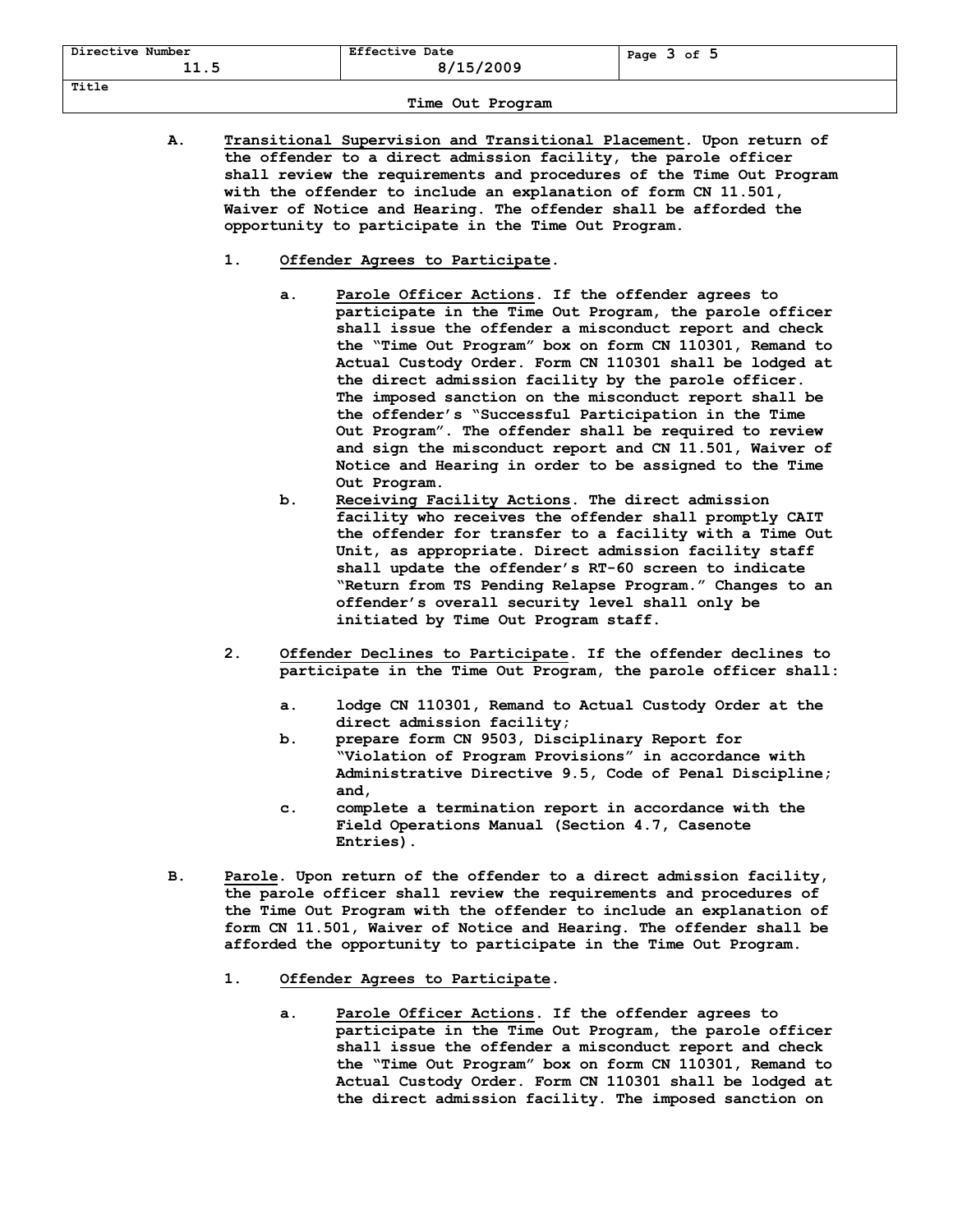A. <u>Transitional Supervision and Transitional Placement</u>. Upon return of the offender to a direct admission facility, the parole officer shall review the requirements and procedures of the Time Out Program with the offender to include an explanation of form CN 11.501, Waiver of Notice and Hearing. The offender shall be afforded the opportunity to participate in the Time Out Program.

   1. <u>Offender Agrees to Participate</u>.

      a. <u>Parole Officer Actions</u>. If the offender agrees to participate in the Time Out Program, the parole officer shall issue the offender a misconduct report and check the "Time Out Program" box on form CN 110301, Remand to Actual Custody Order. Form CN 110301 shall be lodged at the direct admission facility by the parole officer. The imposed sanction on the misconduct report shall be the offender's "Successful Participation in the Time Out Program". The offender shall be required to review and sign the misconduct report and CN 11.501, Waiver of Notice and Hearing in order to be assigned to the Time Out Program.

      b. <u>Receiving Facility Actions</u>. The direct admission facility who receives the offender shall promptly CAIT the offender for transfer to a facility with a Time Out Unit, as appropriate. Direct admission facility staff shall update the offender's RT-60 screen to indicate "Return from TS Pending Relapse Program." Changes to an offender's overall security level shall only be initiated by Time Out Program staff.

   2. <u>Offender Declines to Participate</u>. If the offender declines to participate in the Time Out Program, the parole officer shall:

      a. lodge CN 110301, Remand to Actual Custody Order at the direct admission facility;

      b. prepare form CN 9503, Disciplinary Report for "Violation of Program Provisions" in accordance with Administrative Directive 9.5, Code of Penal Discipline; and,

      c. complete a termination report in accordance with the Field Operations Manual (Section 4.7, Casenote Entries).

B. <u>Parole</u>. Upon return of the offender to a direct admission facility, the parole officer shall review the requirements and procedures of the Time Out Program with the offender to include an explanation of form CN 11.501, Waiver of Notice and Hearing. The offender shall be afforded the opportunity to participate in the Time Out Program.

   1. <u>Offender Agrees to Participate</u>.

      a. <u>Parole Officer Actions</u>. If the offender agrees to participate in the Time Out Program, the parole officer shall issue the offender a misconduct report and check the "Time Out Program" box on form CN 110301, Remand to Actual Custody Order. Form CN 110301 shall be lodged at the direct admission facility. The imposed sanction on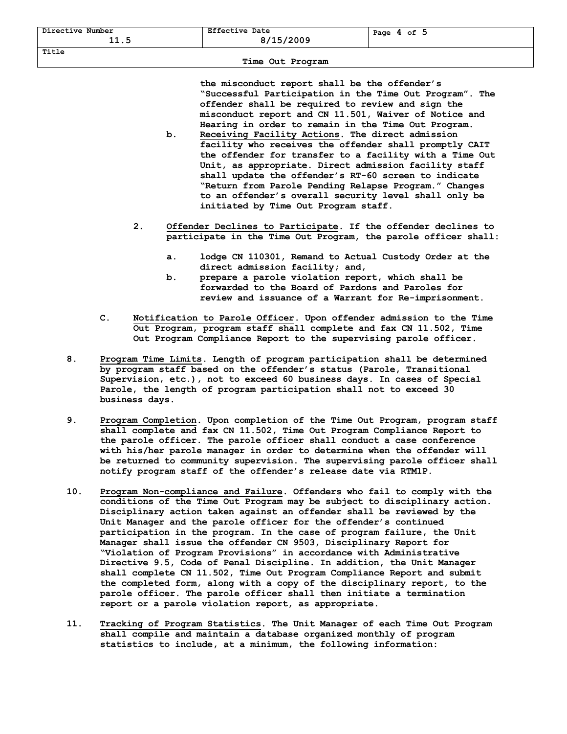the misconduct report shall be the offender's "Successful Participation in the Time Out Program". The offender shall be required to review and sign the misconduct report and CN 11.501, Waiver of Notice and Hearing in order to remain in the Time Out Program.

b. Receiving Facility Actions. The direct admission facility who receives the offender shall promptly CAIT the offender for transfer to a facility with a Time Out Unit, as appropriate. Direct admission facility staff shall update the offender's RT-60 screen to indicate "Return from Parole Pending Relapse Program." Changes to an offender's overall security level shall only be initiated by Time Out Program staff.

2. Offender Declines to Participate. If the offender declines to participate in the Time Out Program, the parole officer shall:

   a. lodge CN 110301, Remand to Actual Custody Order at the direct admission facility; and,

   b. prepare a parole violation report, which shall be forwarded to the Board of Pardons and Paroles for review and issuance of a Warrant for Re-imprisonment.

C. Notification to Parole Officer. Upon offender admission to the Time Out Program, program staff shall complete and fax CN 11.502, Time Out Program Compliance Report to the supervising parole officer.

8. Program Time Limits. Length of program participation shall be determined by program staff based on the offender's status (Parole, Transitional Supervision, etc.), not to exceed 60 business days. In cases of Special Parole, the length of program participation shall not to exceed 30 business days.

9. Program Completion. Upon completion of the Time Out Program, program staff shall complete and fax CN 11.502, Time Out Program Compliance Report to the parole officer. The parole officer shall conduct a case conference with his/her parole manager in order to determine when the offender will be returned to community supervision. The supervising parole officer shall notify program staff of the offender's release date via RTM1P.

10. Program Non-compliance and Failure. Offenders who fail to comply with the conditions of the Time Out Program may be subject to disciplinary action. Disciplinary action taken against an offender shall be reviewed by the Unit Manager and the parole officer for the offender's continued participation in the program. In the case of program failure, the Unit Manager shall issue the offender CN 9503, Disciplinary Report for "Violation of Program Provisions" in accordance with Administrative Directive 9.5, Code of Penal Discipline. In addition, the Unit Manager shall complete CN 11.502, Time Out Program Compliance Report and submit the completed form, along with a copy of the disciplinary report, to the parole officer. The parole officer shall then initiate a termination report or a parole violation report, as appropriate.

11. Tracking of Program Statistics. The Unit Manager of each Time Out Program shall compile and maintain a database organized monthly of program statistics to include, at a minimum, the following information: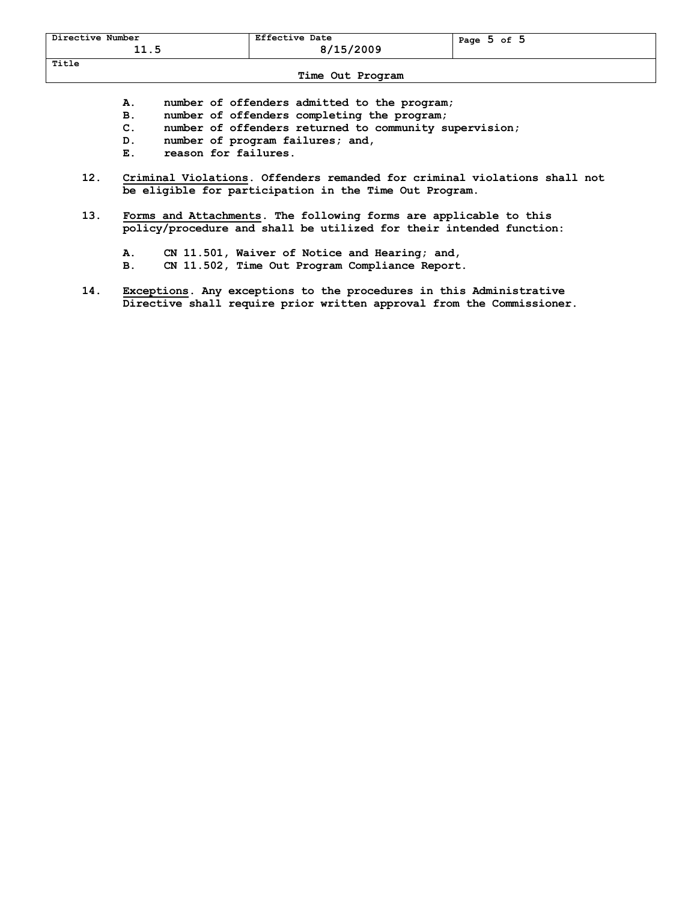A. number of offenders admitted to the program;
B. number of offenders completing the program;
C. number of offenders returned to community supervision;
D. number of program failures; and,
E. reason for failures.

12. Criminal Violations. Offenders remanded for criminal violations shall not be eligible for participation in the Time Out Program.

13. Forms and Attachments. The following forms are applicable to this policy/procedure and shall be utilized for their intended function:

A. CN 11.501, Waiver of Notice and Hearing; and,
B. CN 11.502, Time Out Program Compliance Report.

14. Exceptions. Any exceptions to the procedures in this Administrative Directive shall require prior written approval from the Commissioner.